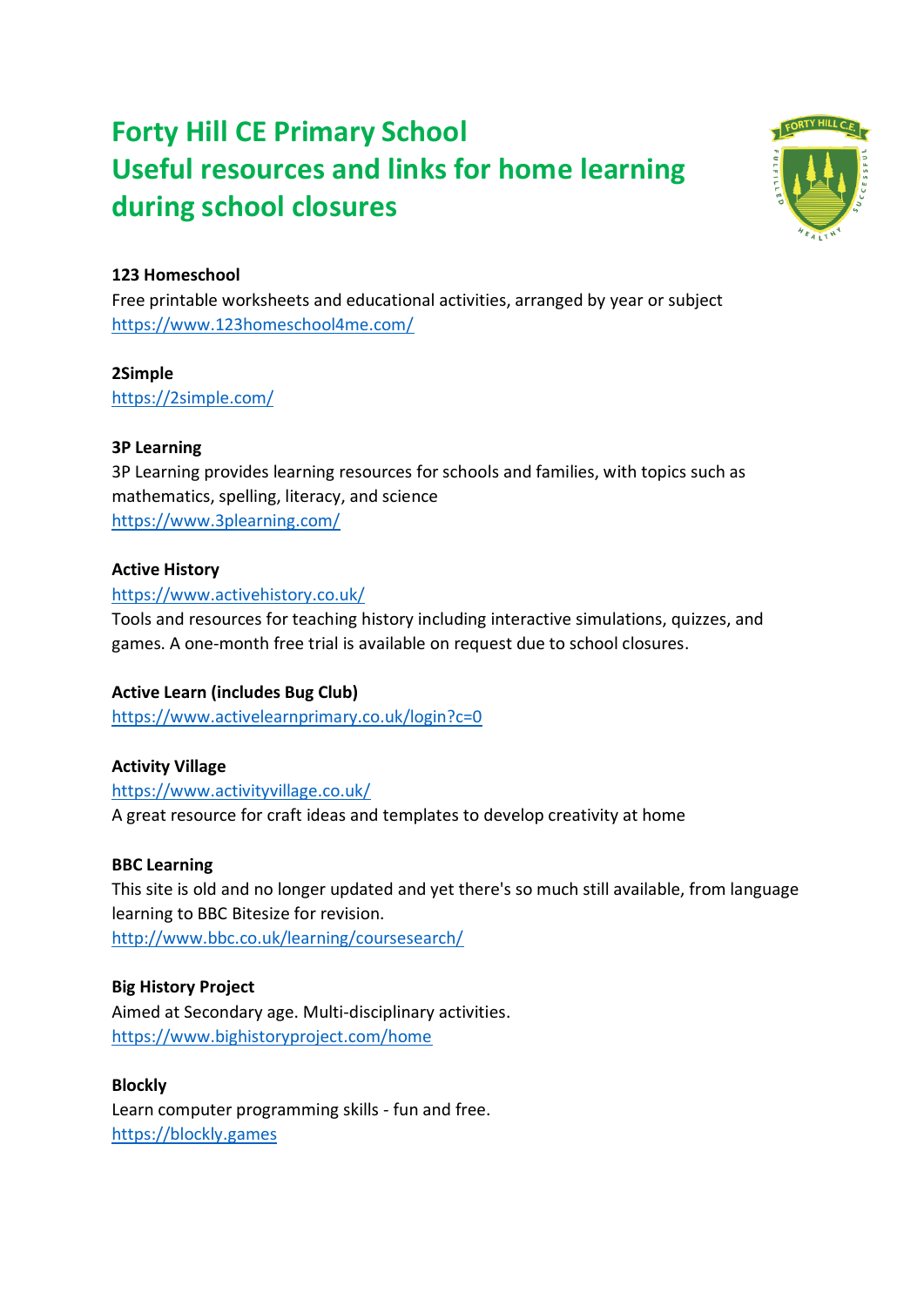# Forty Hill CE Primary School
# Useful resources and links for home learning during school closures

**123 Homeschool**
Free printable worksheets and educational activities, arranged by year or subject
https://www.123homeschool4me.com/

**2Simple**
https://2simple.com/

**3P Learning**
3P Learning provides learning resources for schools and families, with topics such as mathematics, spelling, literacy, and science
https://www.3plearning.com/

**Active History**
https://www.activehistory.co.uk/
Tools and resources for teaching history including interactive simulations, quizzes, and games. A one-month free trial is available on request due to school closures.

**Active Learn (includes Bug Club)**
https://www.activelearnprimary.co.uk/login?c=0

**Activity Village**
https://www.activityvillage.co.uk/
A great resource for craft ideas and templates to develop creativity at home

**BBC Learning**
This site is old and no longer updated and yet there's so much still available, from language learning to BBC Bitesize for revision.
http://www.bbc.co.uk/learning/coursesearch/

**Big History Project**
Aimed at Secondary age. Multi-disciplinary activities.
https://www.bighistoryproject.com/home

**Blockly**
Learn computer programming skills - fun and free.
https://blockly.games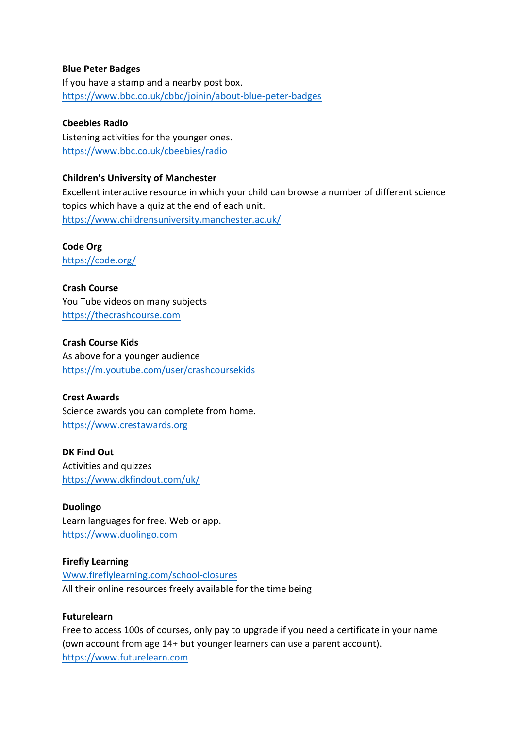**Blue Peter Badges**
If you have a stamp and a nearby post box.
https://www.bbc.co.uk/cbbc/joinin/about-blue-peter-badges

**Cbeebies Radio**
Listening activities for the younger ones.
https://www.bbc.co.uk/cbeebies/radio

**Children's University of Manchester**
Excellent interactive resource in which your child can browse a number of different science topics which have a quiz at the end of each unit.
https://www.childrensuniversity.manchester.ac.uk/

**Code Org**
https://code.org/

**Crash Course**
You Tube videos on many subjects
https://thecrashcourse.com

**Crash Course Kids**
As above for a younger audience
https://m.youtube.com/user/crashcoursekids

**Crest Awards**
Science awards you can complete from home.
https://www.crestawards.org

**DK Find Out**
Activities and quizzes
https://www.dkfindout.com/uk/

**Duolingo**
Learn languages for free. Web or app.
https://www.duolingo.com

**Firefly Learning**
Www.fireflylearning.com/school-closures
All their online resources freely available for the time being

**Futurelearn**
Free to access 100s of courses, only pay to upgrade if you need a certificate in your name (own account from age 14+ but younger learners can use a parent account).
https://www.futurelearn.com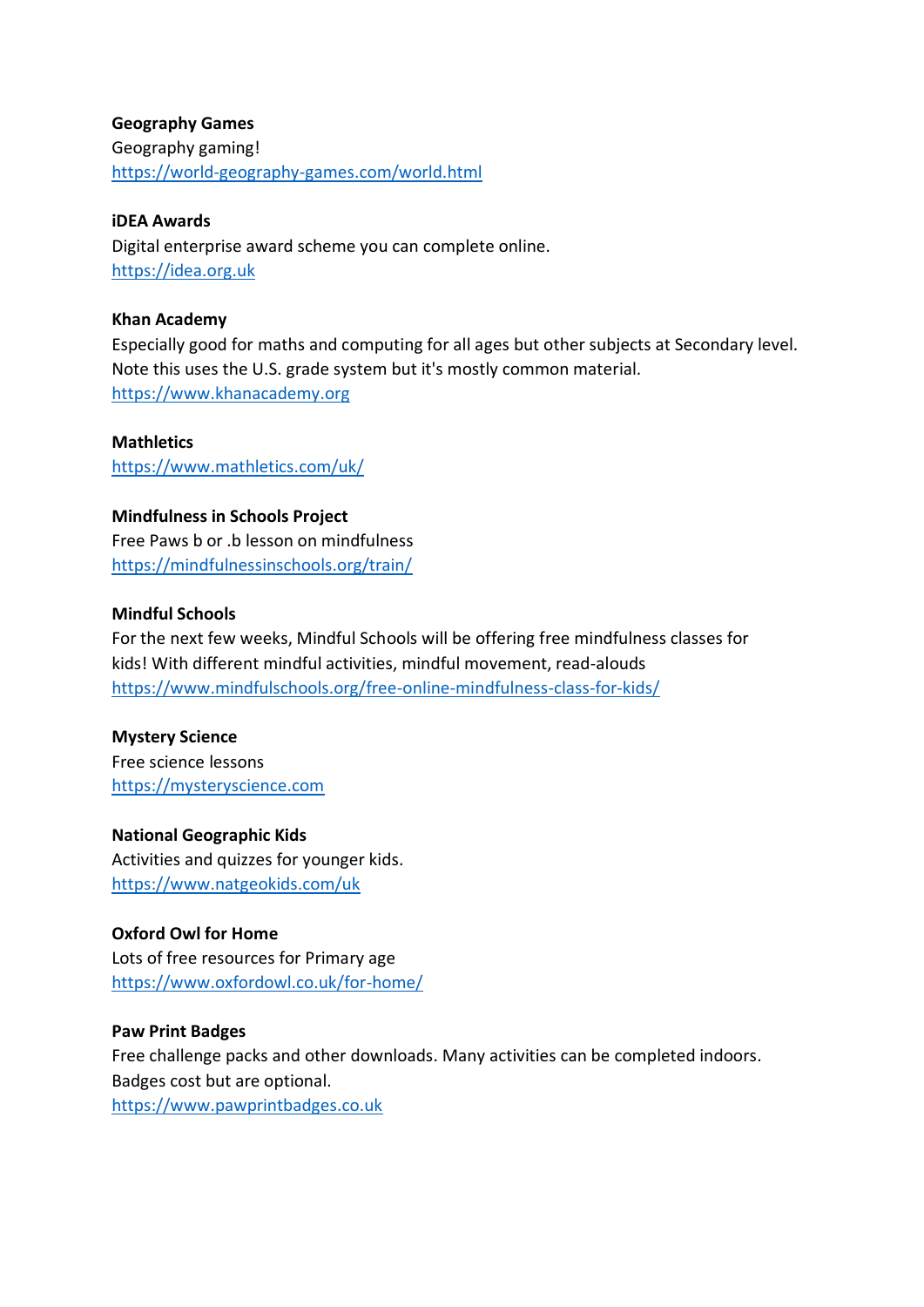**Geography Games**
Geography gaming!
https://world-geography-games.com/world.html

**iDEA Awards**
Digital enterprise award scheme you can complete online.
https://idea.org.uk

**Khan Academy**
Especially good for maths and computing for all ages but other subjects at Secondary level.
Note this uses the U.S. grade system but it's mostly common material.
https://www.khanacademy.org

**Mathletics**
https://www.mathletics.com/uk/

**Mindfulness in Schools Project**
Free Paws b or .b lesson on mindfulness
https://mindfulnessinschools.org/train/

**Mindful Schools**
For the next few weeks, Mindful Schools will be offering free mindfulness classes for kids! With different mindful activities, mindful movement, read-alouds
https://www.mindfulschools.org/free-online-mindfulness-class-for-kids/

**Mystery Science**
Free science lessons
https://mysteryscience.com

**National Geographic Kids**
Activities and quizzes for younger kids.
https://www.natgeokids.com/uk

**Oxford Owl for Home**
Lots of free resources for Primary age
https://www.oxfordowl.co.uk/for-home/

**Paw Print Badges**
Free challenge packs and other downloads. Many activities can be completed indoors.
Badges cost but are optional.
https://www.pawprintbadges.co.uk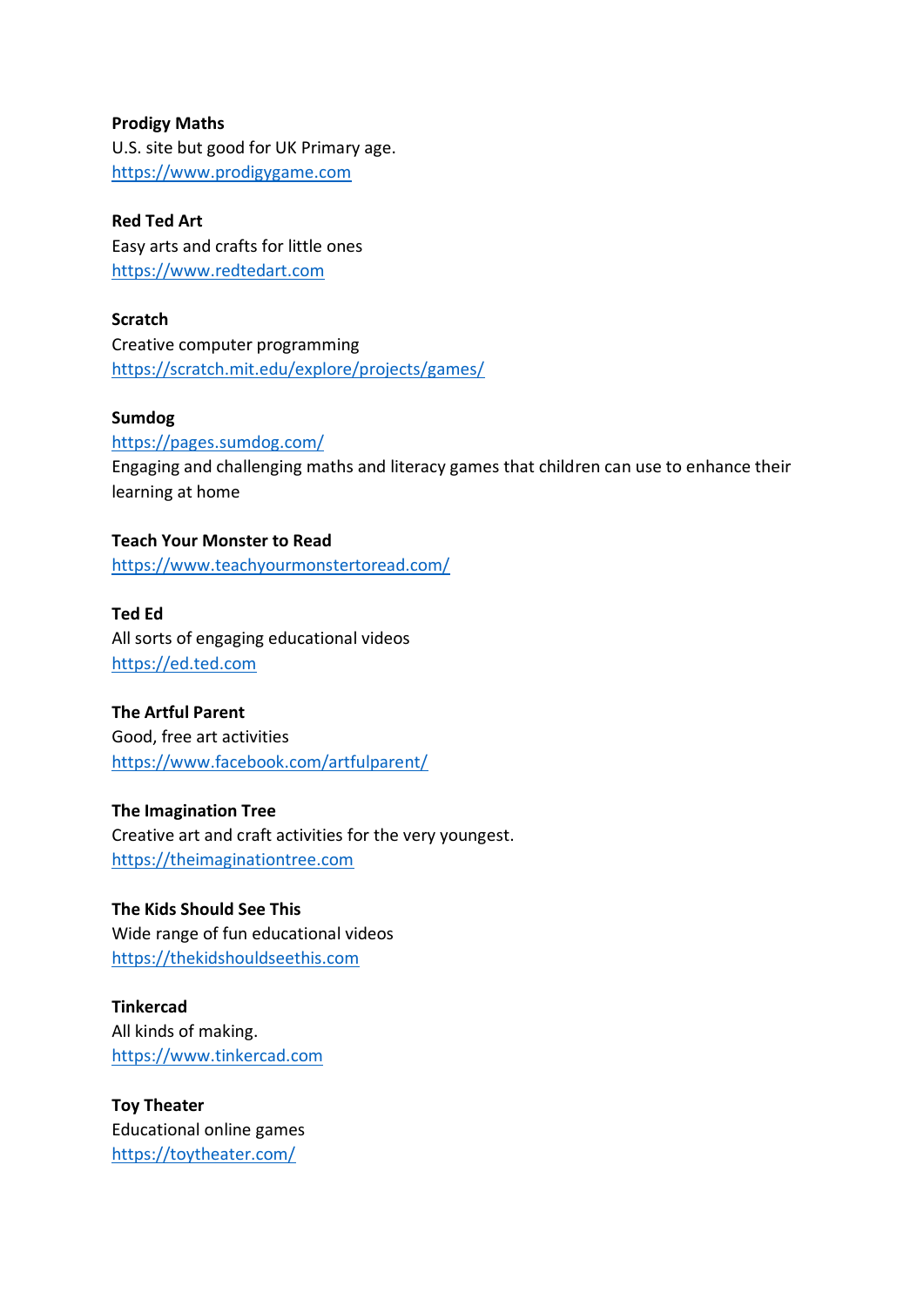**Prodigy Maths**
U.S. site but good for UK Primary age.
https://www.prodigygame.com

**Red Ted Art**
Easy arts and crafts for little ones
https://www.redtedart.com

**Scratch**
Creative computer programming
https://scratch.mit.edu/explore/projects/games/

**Sumdog**
https://pages.sumdog.com/
Engaging and challenging maths and literacy games that children can use to enhance their learning at home

**Teach Your Monster to Read**
https://www.teachyourmonstertoread.com/

**Ted Ed**
All sorts of engaging educational videos
https://ed.ted.com

**The Artful Parent**
Good, free art activities
https://www.facebook.com/artfulparent/

**The Imagination Tree**
Creative art and craft activities for the very youngest.
https://theimaginationtree.com

**The Kids Should See This**
Wide range of fun educational videos
https://thekidshouldseethis.com

**Tinkercad**
All kinds of making.
https://www.tinkercad.com

**Toy Theater**
Educational online games
https://toytheater.com/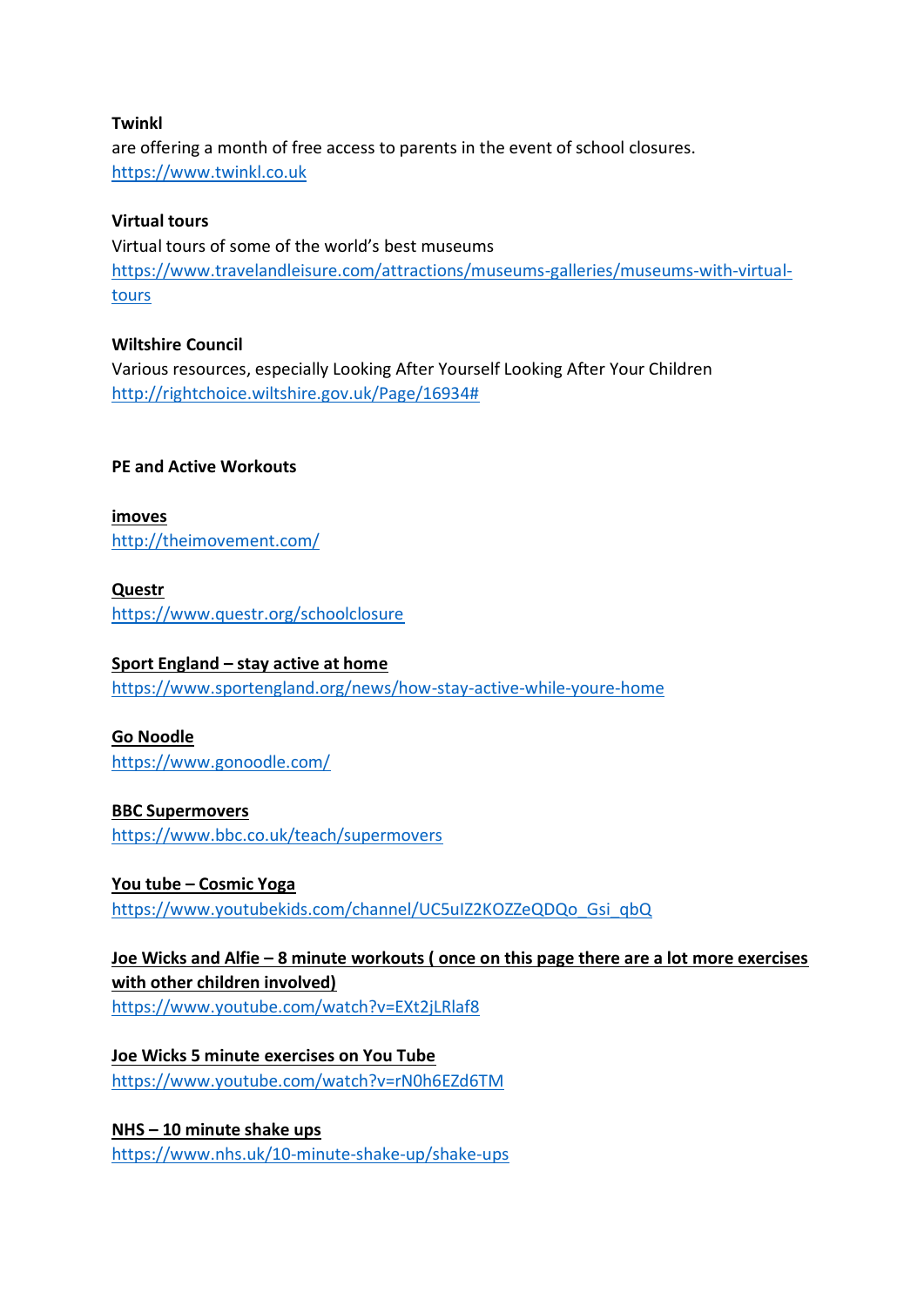**Twinkl**
are offering a month of free access to parents in the event of school closures.
https://www.twinkl.co.uk

**Virtual tours**
Virtual tours of some of the world's best museums
https://www.travelandleisure.com/attractions/museums-galleries/museums-with-virtual-tours

**Wiltshire Council**
Various resources, especially Looking After Yourself Looking After Your Children
http://rightchoice.wiltshire.gov.uk/Page/16934#

**PE and Active Workouts**

**imoves**
http://theimovement.com/

**Questr**
https://www.questr.org/schoolclosure

**Sport England – stay active at home**
https://www.sportengland.org/news/how-stay-active-while-youre-home

**Go Noodle**
https://www.gonoodle.com/

**BBC Supermovers**
https://www.bbc.co.uk/teach/supermovers

**You tube – Cosmic Yoga**
https://www.youtubekids.com/channel/UC5uIZ2KOZZeQDQo_Gsi_qbQ

**Joe Wicks and Alfie – 8 minute workouts ( once on this page there are a lot more exercises with other children involved)**
https://www.youtube.com/watch?v=EXt2jLRlaf8

**Joe Wicks 5 minute exercises on You Tube**
https://www.youtube.com/watch?v=rN0h6EZd6TM

**NHS – 10 minute shake ups**
https://www.nhs.uk/10-minute-shake-up/shake-ups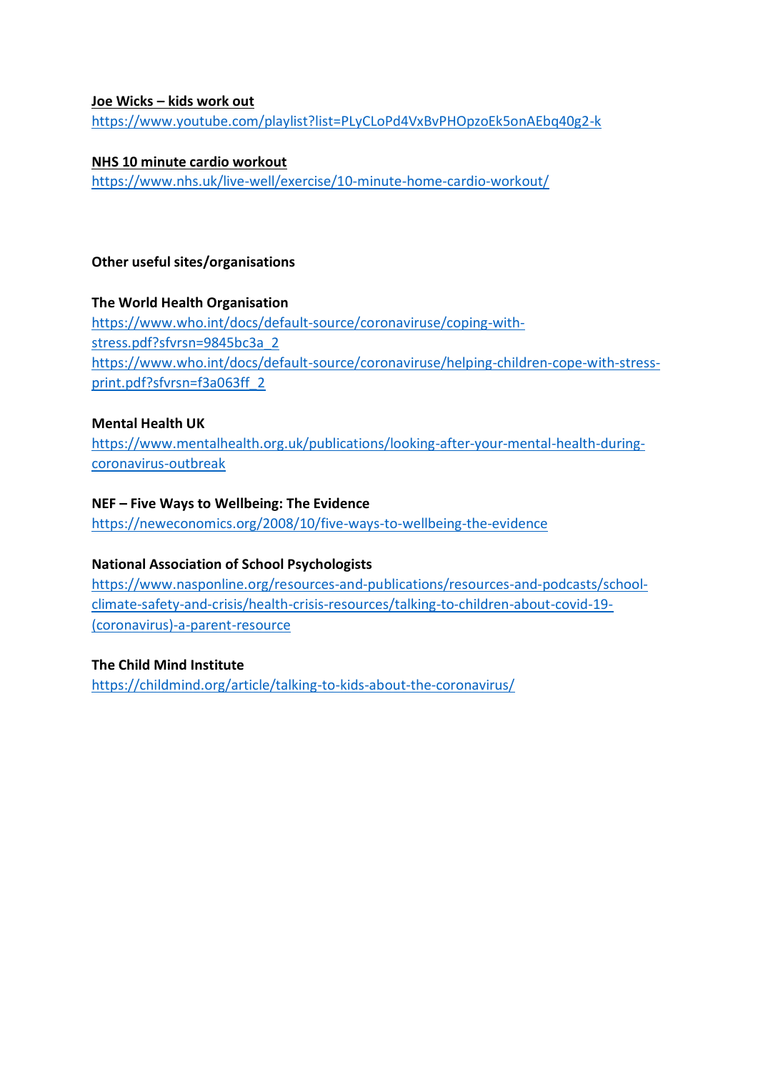**Joe Wicks – kids work out**
https://www.youtube.com/playlist?list=PLyCLoPd4VxBvPHOpzoEk5onAEbq40g2-k

**NHS 10 minute cardio workout**
https://www.nhs.uk/live-well/exercise/10-minute-home-cardio-workout/

**Other useful sites/organisations**

**The World Health Organisation**
https://www.who.int/docs/default-source/coronaviruse/coping-with-stress.pdf?sfvrsn=9845bc3a_2
https://www.who.int/docs/default-source/coronaviruse/helping-children-cope-with-stress-print.pdf?sfvrsn=f3a063ff_2

**Mental Health UK**
https://www.mentalhealth.org.uk/publications/looking-after-your-mental-health-during-coronavirus-outbreak

**NEF – Five Ways to Wellbeing: The Evidence**
https://neweconomics.org/2008/10/five-ways-to-wellbeing-the-evidence

**National Association of School Psychologists**
https://www.nasponline.org/resources-and-publications/resources-and-podcasts/school-climate-safety-and-crisis/health-crisis-resources/talking-to-children-about-covid-19-(coronavirus)-a-parent-resource

**The Child Mind Institute**
https://childmind.org/article/talking-to-kids-about-the-coronavirus/